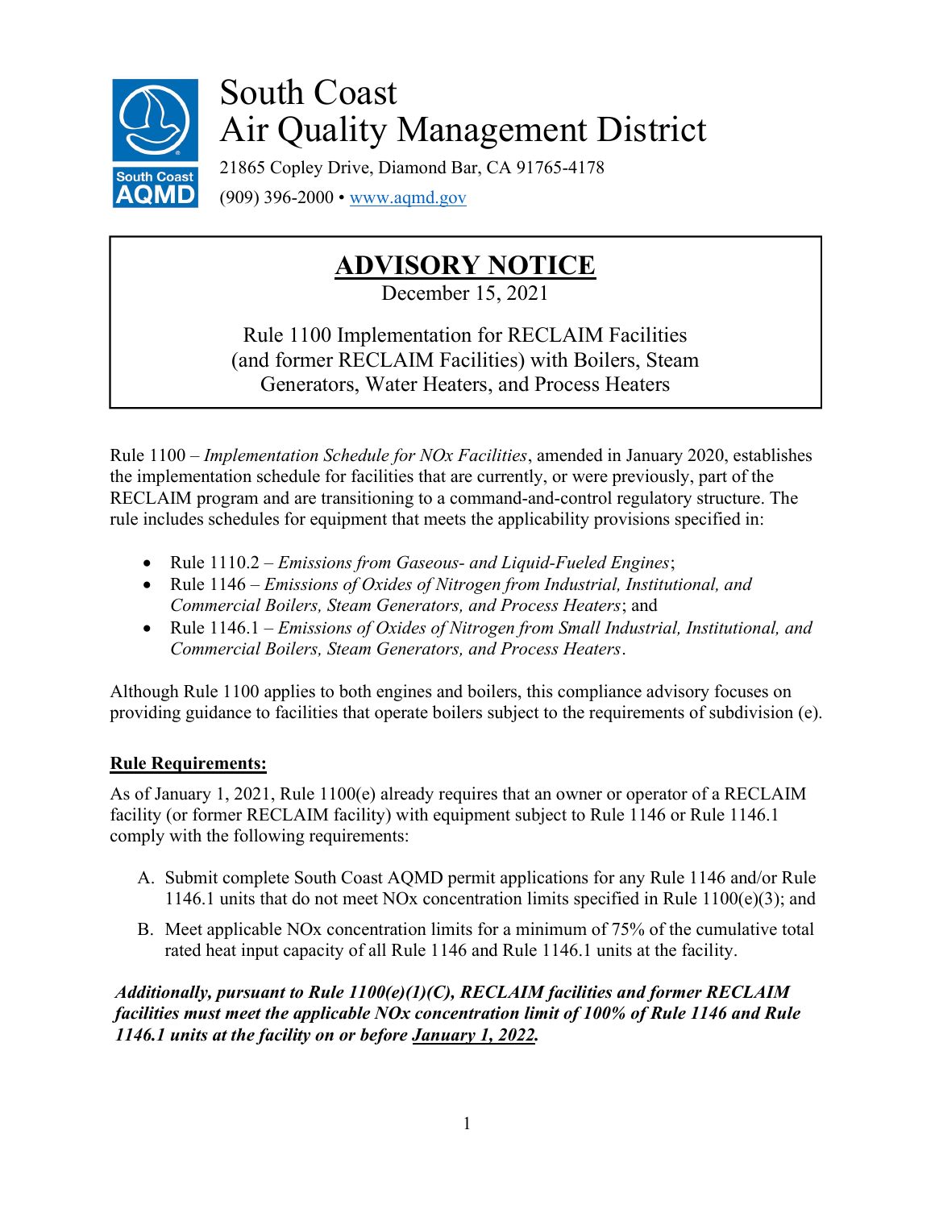# South Coast Air Quality Management District

21865 Copley Drive, Diamond Bar, CA 91765-4178

(909) 396-2000 • www.aqmd.gov

## ADVISORY NOTICE

December 15, 2021

Rule 1100 Implementation for RECLAIM Facilities (and former RECLAIM Facilities) with Boilers, Steam Generators, Water Heaters, and Process Heaters

Rule 1100 – *Implementation Schedule for NOx Facilities*, amended in January 2020, establishes the implementation schedule for facilities that are currently, or were previously, part of the RECLAIM program and are transitioning to a command-and-control regulatory structure. The rule includes schedules for equipment that meets the applicability provisions specified in:

- Rule 1110.2 – *Emissions from Gaseous- and Liquid-Fueled Engines*;
- Rule 1146 – *Emissions of Oxides of Nitrogen from Industrial, Institutional, and Commercial Boilers, Steam Generators, and Process Heaters*; and
- Rule 1146.1 – *Emissions of Oxides of Nitrogen from Small Industrial, Institutional, and Commercial Boilers, Steam Generators, and Process Heaters*.

Although Rule 1100 applies to both engines and boilers, this compliance advisory focuses on providing guidance to facilities that operate boilers subject to the requirements of subdivision (e).

**Rule Requirements:**

As of January 1, 2021, Rule 1100(e) already requires that an owner or operator of a RECLAIM facility (or former RECLAIM facility) with equipment subject to Rule 1146 or Rule 1146.1 comply with the following requirements:

A. Submit complete South Coast AQMD permit applications for any Rule 1146 and/or Rule 1146.1 units that do not meet NOx concentration limits specified in Rule 1100(e)(3); and

B. Meet applicable NOx concentration limits for a minimum of 75% of the cumulative total rated heat input capacity of all Rule 1146 and Rule 1146.1 units at the facility.

***Additionally, pursuant to Rule 1100(e)(1)(C), RECLAIM facilities and former RECLAIM facilities must meet the applicable NOx concentration limit of 100% of Rule 1146 and Rule 1146.1 units at the facility on or before January 1, 2022.***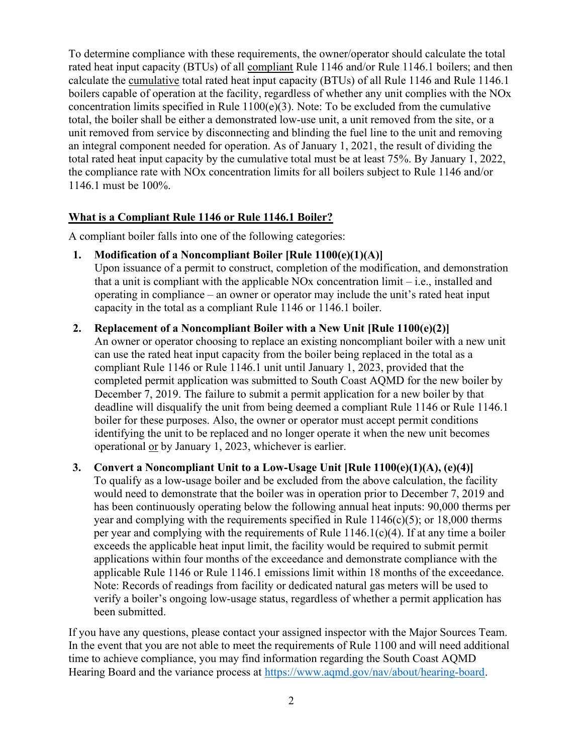To determine compliance with these requirements, the owner/operator should calculate the total rated heat input capacity (BTUs) of all compliant Rule 1146 and/or Rule 1146.1 boilers; and then calculate the cumulative total rated heat input capacity (BTUs) of all Rule 1146 and Rule 1146.1 boilers capable of operation at the facility, regardless of whether any unit complies with the NOx concentration limits specified in Rule 1100(e)(3). Note: To be excluded from the cumulative total, the boiler shall be either a demonstrated low-use unit, a unit removed from the site, or a unit removed from service by disconnecting and blinding the fuel line to the unit and removing an integral component needed for operation. As of January 1, 2021, the result of dividing the total rated heat input capacity by the cumulative total must be at least 75%. By January 1, 2022, the compliance rate with NOx concentration limits for all boilers subject to Rule 1146 and/or 1146.1 must be 100%.

## What is a Compliant Rule 1146 or Rule 1146.1 Boiler?

A compliant boiler falls into one of the following categories:

1. **Modification of a Noncompliant Boiler [Rule 1100(e)(1)(A)]**
   Upon issuance of a permit to construct, completion of the modification, and demonstration that a unit is compliant with the applicable NOx concentration limit – i.e., installed and operating in compliance – an owner or operator may include the unit's rated heat input capacity in the total as a compliant Rule 1146 or 1146.1 boiler.

2. **Replacement of a Noncompliant Boiler with a New Unit [Rule 1100(e)(2)]**
   An owner or operator choosing to replace an existing noncompliant boiler with a new unit can use the rated heat input capacity from the boiler being replaced in the total as a compliant Rule 1146 or Rule 1146.1 unit until January 1, 2023, provided that the completed permit application was submitted to South Coast AQMD for the new boiler by December 7, 2019. The failure to submit a permit application for a new boiler by that deadline will disqualify the unit from being deemed a compliant Rule 1146 or Rule 1146.1 boiler for these purposes. Also, the owner or operator must accept permit conditions identifying the unit to be replaced and no longer operate it when the new unit becomes operational or by January 1, 2023, whichever is earlier.

3. **Convert a Noncompliant Unit to a Low-Usage Unit [Rule 1100(e)(1)(A), (e)(4)]**
   To qualify as a low-usage boiler and be excluded from the above calculation, the facility would need to demonstrate that the boiler was in operation prior to December 7, 2019 and has been continuously operating below the following annual heat inputs: 90,000 therms per year and complying with the requirements specified in Rule 1146(c)(5); or 18,000 therms per year and complying with the requirements of Rule 1146.1(c)(4). If at any time a boiler exceeds the applicable heat input limit, the facility would be required to submit permit applications within four months of the exceedance and demonstrate compliance with the applicable Rule 1146 or Rule 1146.1 emissions limit within 18 months of the exceedance. Note: Records of readings from facility or dedicated natural gas meters will be used to verify a boiler's ongoing low-usage status, regardless of whether a permit application has been submitted.

If you have any questions, please contact your assigned inspector with the Major Sources Team. In the event that you are not able to meet the requirements of Rule 1100 and will need additional time to achieve compliance, you may find information regarding the South Coast AQMD Hearing Board and the variance process at https://www.aqmd.gov/nav/about/hearing-board.